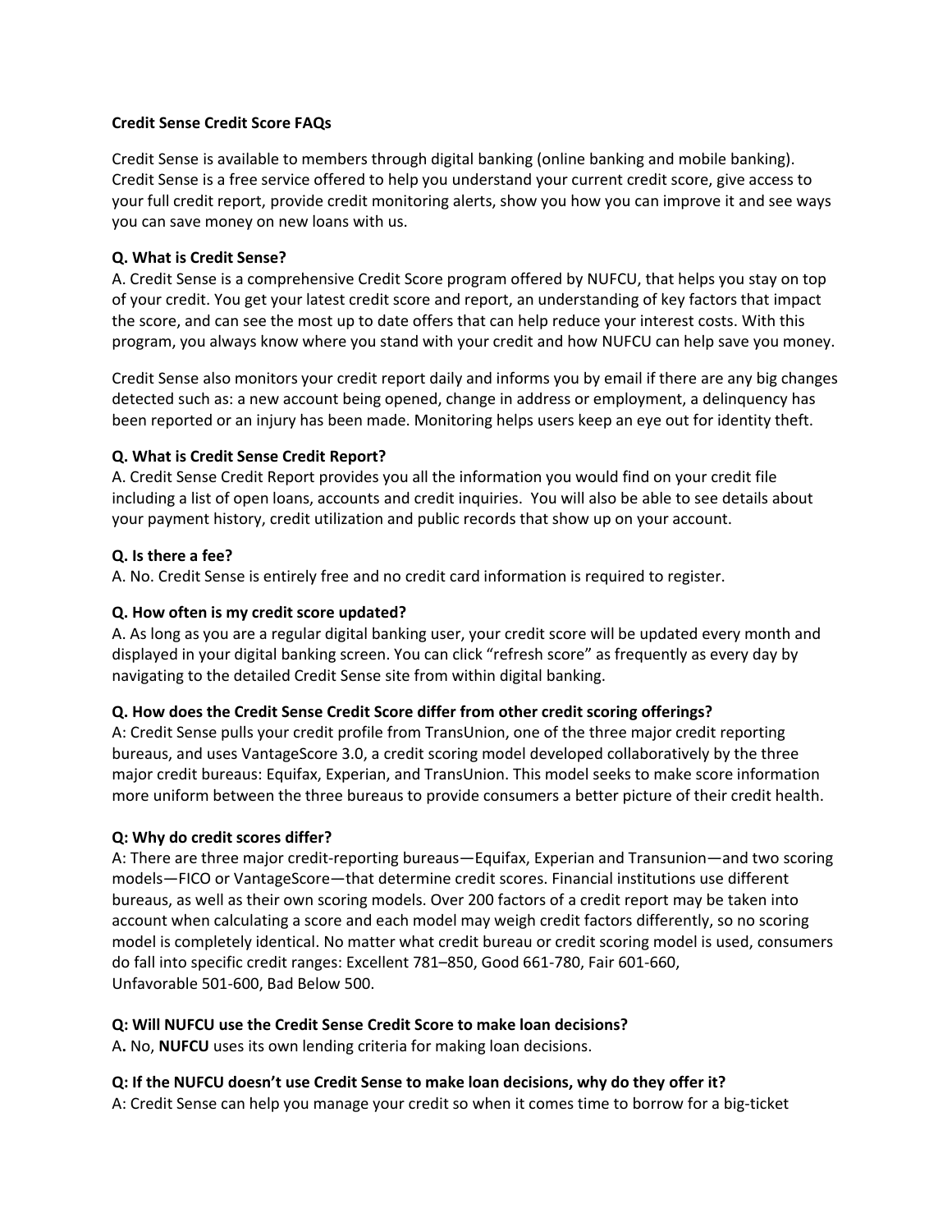**Credit Sense Credit Score FAQs**

Credit Sense is available to members through digital banking (online banking and mobile banking). Credit Sense is a free service offered to help you understand your current credit score, give access to your full credit report, provide credit monitoring alerts, show you how you can improve it and see ways you can save money on new loans with us.

**Q. What is Credit Sense?**
A. Credit Sense is a comprehensive Credit Score program offered by NUFCU, that helps you stay on top of your credit. You get your latest credit score and report, an understanding of key factors that impact the score, and can see the most up to date offers that can help reduce your interest costs. With this program, you always know where you stand with your credit and how NUFCU can help save you money.

Credit Sense also monitors your credit report daily and informs you by email if there are any big changes detected such as: a new account being opened, change in address or employment, a delinquency has been reported or an injury has been made. Monitoring helps users keep an eye out for identity theft.

**Q. What is Credit Sense Credit Report?**
A. Credit Sense Credit Report provides you all the information you would find on your credit file including a list of open loans, accounts and credit inquiries. You will also be able to see details about your payment history, credit utilization and public records that show up on your account.

**Q. Is there a fee?**
A. No. Credit Sense is entirely free and no credit card information is required to register.

**Q. How often is my credit score updated?**
A. As long as you are a regular digital banking user, your credit score will be updated every month and displayed in your digital banking screen. You can click "refresh score" as frequently as every day by navigating to the detailed Credit Sense site from within digital banking.

**Q. How does the Credit Sense Credit Score differ from other credit scoring offerings?**
A: Credit Sense pulls your credit profile from TransUnion, one of the three major credit reporting bureaus, and uses VantageScore 3.0, a credit scoring model developed collaboratively by the three major credit bureaus: Equifax, Experian, and TransUnion. This model seeks to make score information more uniform between the three bureaus to provide consumers a better picture of their credit health.

**Q: Why do credit scores differ?**
A: There are three major credit-reporting bureaus—Equifax, Experian and Transunion—and two scoring models—FICO or VantageScore—that determine credit scores. Financial institutions use different bureaus, as well as their own scoring models. Over 200 factors of a credit report may be taken into account when calculating a score and each model may weigh credit factors differently, so no scoring model is completely identical. No matter what credit bureau or credit scoring model is used, consumers do fall into specific credit ranges: Excellent 781–850, Good 661-780, Fair 601-660, Unfavorable 501-600, Bad Below 500.

**Q: Will NUFCU use the Credit Sense Credit Score to make loan decisions?**
A**.** No, **NUFCU** uses its own lending criteria for making loan decisions.

**Q: If the NUFCU doesn't use Credit Sense to make loan decisions, why do they offer it?**
A: Credit Sense can help you manage your credit so when it comes time to borrow for a big-ticket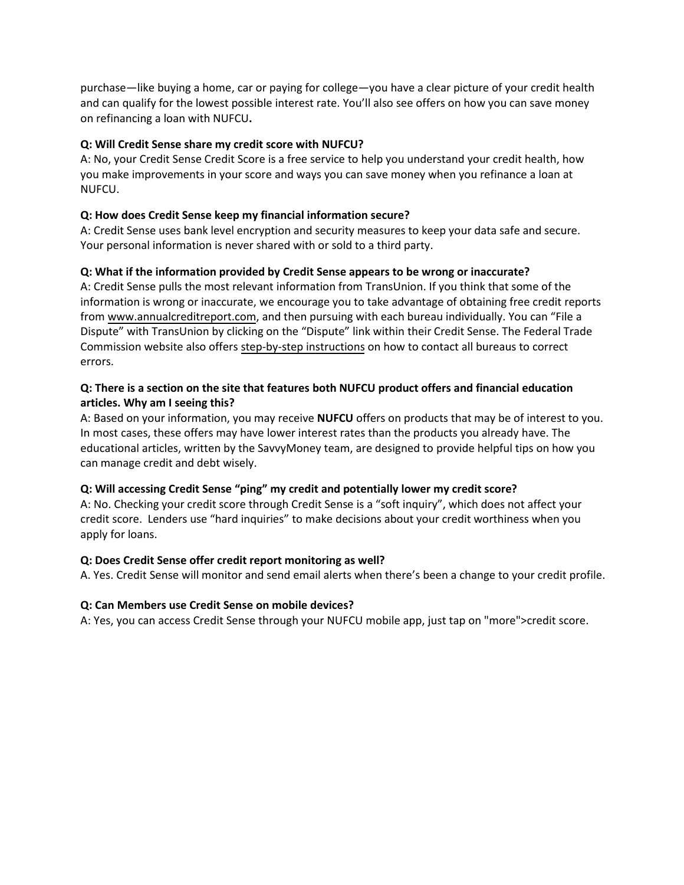purchase—like buying a home, car or paying for college—you have a clear picture of your credit health and can qualify for the lowest possible interest rate. You'll also see offers on how you can save money on refinancing a loan with NUFCU**.**

**Q: Will Credit Sense share my credit score with NUFCU?**
A: No, your Credit Sense Credit Score is a free service to help you understand your credit health, how you make improvements in your score and ways you can save money when you refinance a loan at NUFCU.

**Q: How does Credit Sense keep my financial information secure?**
A: Credit Sense uses bank level encryption and security measures to keep your data safe and secure. Your personal information is never shared with or sold to a third party.

**Q: What if the information provided by Credit Sense appears to be wrong or inaccurate?**
A: Credit Sense pulls the most relevant information from TransUnion. If you think that some of the information is wrong or inaccurate, we encourage you to take advantage of obtaining free credit reports from www.annualcreditreport.com, and then pursuing with each bureau individually. You can "File a Dispute" with TransUnion by clicking on the "Dispute" link within their Credit Sense. The Federal Trade Commission website also offers step-by-step instructions on how to contact all bureaus to correct errors.

**Q: There is a section on the site that features both NUFCU product offers and financial education articles. Why am I seeing this?**
A: Based on your information, you may receive **NUFCU** offers on products that may be of interest to you. In most cases, these offers may have lower interest rates than the products you already have. The educational articles, written by the SavvyMoney team, are designed to provide helpful tips on how you can manage credit and debt wisely.

**Q: Will accessing Credit Sense "ping" my credit and potentially lower my credit score?**
A: No. Checking your credit score through Credit Sense is a "soft inquiry", which does not affect your credit score. Lenders use "hard inquiries" to make decisions about your credit worthiness when you apply for loans.

**Q: Does Credit Sense offer credit report monitoring as well?**
A. Yes. Credit Sense will monitor and send email alerts when there's been a change to your credit profile.

**Q: Can Members use Credit Sense on mobile devices?**
A: Yes, you can access Credit Sense through your NUFCU mobile app, just tap on "more">credit score.